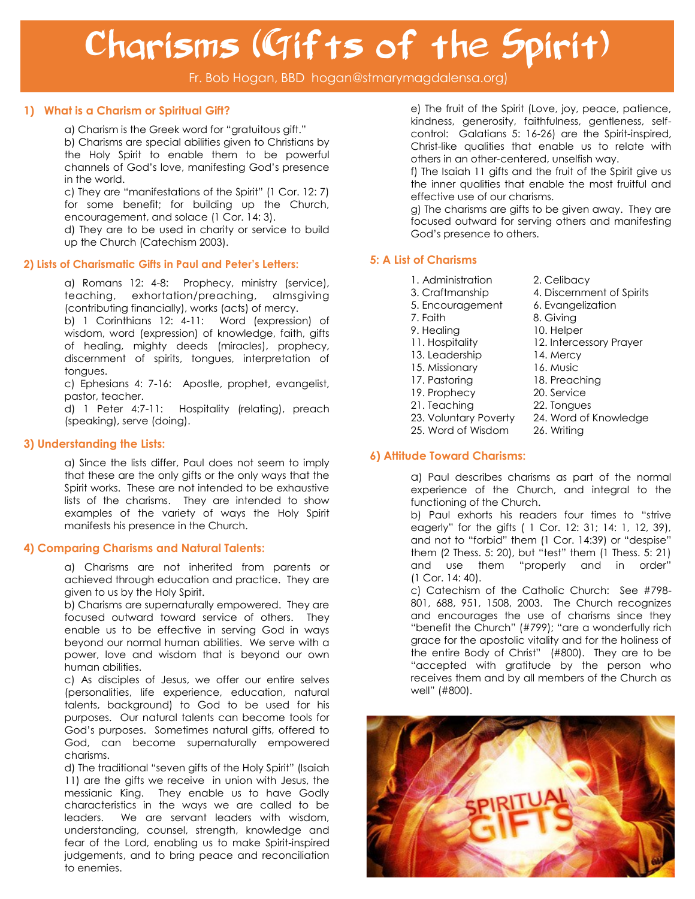# Charisms (Gifts of the Spirit)

Fr. Bob Hogan, BBD hogan@stmarymagdalensa.org)

## 1) What is a Charism or Spiritual Gift?

a) Charism is the Greek word for "gratuitous gift."
b) Charisms are special abilities given to Christians by the Holy Spirit to enable them to be powerful channels of God's love, manifesting God's presence in the world.
c) They are "manifestations of the Spirit" (1 Cor. 12: 7) for some benefit; for building up the Church, encouragement, and solace (1 Cor. 14: 3).
d) They are to be used in charity or service to build up the Church (Catechism 2003).

## 2) Lists of Charismatic Gifts in Paul and Peter's Letters:

a) Romans 12: 4-8: Prophecy, ministry (service), teaching, exhortation/preaching, almsgiving (contributing financially), works (acts) of mercy.
b) 1 Corinthians 12: 4-11: Word (expression) of wisdom, word (expression) of knowledge, faith, gifts of healing, mighty deeds (miracles), prophecy, discernment of spirits, tongues, interpretation of tongues.
c) Ephesians 4: 7-16: Apostle, prophet, evangelist, pastor, teacher.
d) 1 Peter 4:7-11: Hospitality (relating), preach (speaking), serve (doing).

## 3) Understanding the Lists:

a) Since the lists differ, Paul does not seem to imply that these are the only gifts or the only ways that the Spirit works. These are not intended to be exhaustive lists of the charisms. They are intended to show examples of the variety of ways the Holy Spirit manifests his presence in the Church.

## 4) Comparing Charisms and Natural Talents:

a) Charisms are not inherited from parents or achieved through education and practice. They are given to us by the Holy Spirit.
b) Charisms are supernaturally empowered. They are focused outward toward service of others. They enable us to be effective in serving God in ways beyond our normal human abilities. We serve with a power, love and wisdom that is beyond our own human abilities.
c) As disciples of Jesus, we offer our entire selves (personalities, life experience, education, natural talents, background) to God to be used for his purposes. Our natural talents can become tools for God's purposes. Sometimes natural gifts, offered to God, can become supernaturally empowered charisms.
d) The traditional "seven gifts of the Holy Spirit" (Isaiah 11) are the gifts we receive in union with Jesus, the messianic King. They enable us to have Godly characteristics in the ways we are called to be leaders. We are servant leaders with wisdom, understanding, counsel, strength, knowledge and fear of the Lord, enabling us to make Spirit-inspired judgements, and to bring peace and reconciliation to enemies.
e) The fruit of the Spirit (Love, joy, peace, patience, kindness, generosity, faithfulness, gentleness, self-control: Galatians 5: 16-26) are the Spirit-inspired, Christ-like qualities that enable us to relate with others in an other-centered, unselfish way.
f) The Isaiah 11 gifts and the fruit of the Spirit give us the inner qualities that enable the most fruitful and effective use of our charisms.
g) The charisms are gifts to be given away. They are focused outward for serving others and manifesting God's presence to others.

## 5: A List of Charisms

| | |
|---|---|
| 1. Administration | 2. Celibacy |
| 3. Craftmanship | 4. Discernment of Spirits |
| 5. Encouragement | 6. Evangelization |
| 7. Faith | 8. Giving |
| 9. Healing | 10. Helper |
| 11. Hospitality | 12. Intercessory Prayer |
| 13. Leadership | 14. Mercy |
| 15. Missionary | 16. Music |
| 17. Pastoring | 18. Preaching |
| 19. Prophecy | 20. Service |
| 21. Teaching | 22. Tongues |
| 23. Voluntary Poverty | 24. Word of Knowledge |
| 25. Word of Wisdom | 26. Writing |

## 6) Attitude Toward Charisms:

a) Paul describes charisms as part of the normal experience of the Church, and integral to the functioning of the Church.
b) Paul exhorts his readers four times to "strive eagerly" for the gifts ( 1 Cor. 12: 31; 14: 1, 12, 39), and not to "forbid" them (1 Cor. 14:39) or "despise" them (2 Thess. 5: 20), but "test" them (1 Thess. 5: 21) and use them "properly and in order" (1 Cor. 14: 40).
c) Catechism of the Catholic Church: See #798-801, 688, 951, 1508, 2003. The Church recognizes and encourages the use of charisms since they "benefit the Church" (#799); "are a wonderfully rich grace for the apostolic vitality and for the holiness of the entire Body of Christ" (#800). They are to be "accepted with gratitude by the person who receives them and by all members of the Church as well" (#800).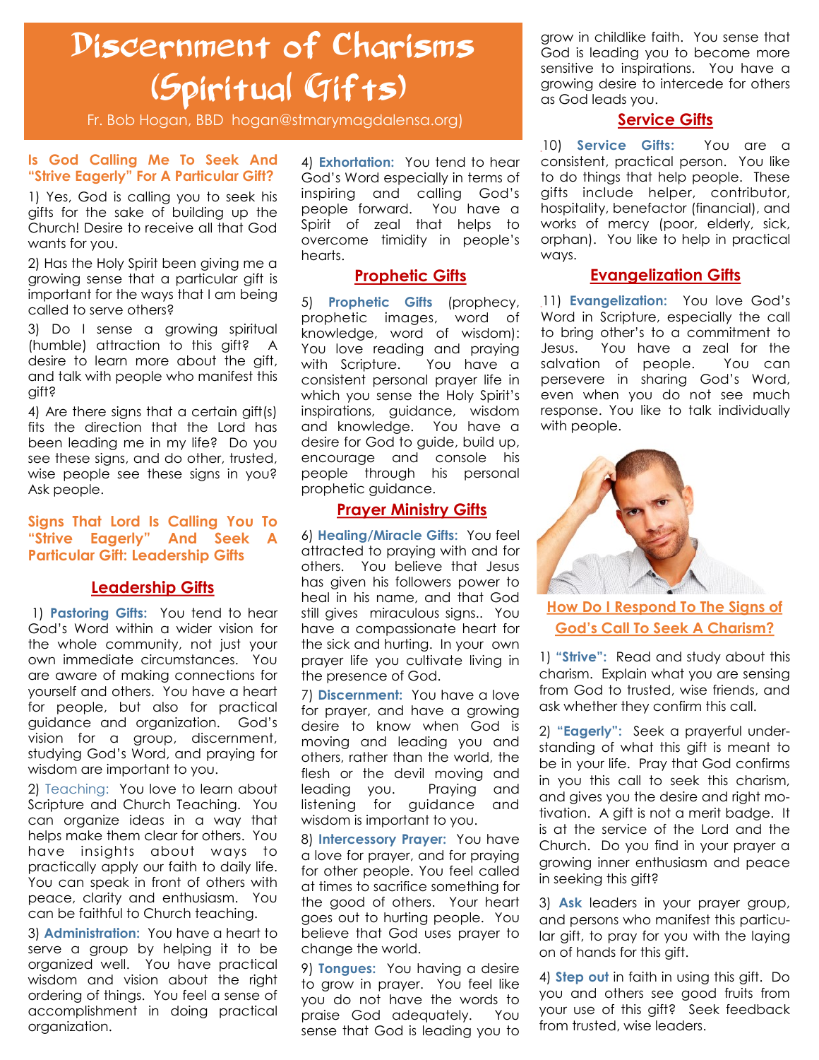# Discernment of Charisms (Spiritual Gifts)

Fr. Bob Hogan, BBD hogan@stmarymagdalensa.org)

### Is God Calling Me To Seek And "Strive Eagerly" For A Particular Gift?

1) Yes, God is calling you to seek his gifts for the sake of building up the Church! Desire to receive all that God wants for you.

2) Has the Holy Spirit been giving me a growing sense that a particular gift is important for the ways that I am being called to serve others?

3) Do I sense a growing spiritual (humble) attraction to this gift? A desire to learn more about the gift, and talk with people who manifest this gift?

4) Are there signs that a certain gift(s) fits the direction that the Lord has been leading me in my life? Do you see these signs, and do other, trusted, wise people see these signs in you? Ask people.

### Signs That Lord Is Calling You To "Strive Eagerly" And Seek A Particular Gift: Leadership Gifts

## Leadership Gifts

1) **Pastoring Gifts:** You tend to hear God's Word within a wider vision for the whole community, not just your own immediate circumstances. You are aware of making connections for yourself and others. You have a heart for people, but also for practical guidance and organization. God's vision for a group, discernment, studying God's Word, and praying for wisdom are important to you.

2) Teaching: You love to learn about Scripture and Church Teaching. You can organize ideas in a way that helps make them clear for others. You have insights about ways to practically apply our faith to daily life. You can speak in front of others with peace, clarity and enthusiasm. You can be faithful to Church teaching.

3) **Administration:** You have a heart to serve a group by helping it to be organized well. You have practical wisdom and vision about the right ordering of things. You feel a sense of accomplishment in doing practical organization.

4) **Exhortation:** You tend to hear God's Word especially in terms of inspiring and calling God's people forward. You have a Spirit of zeal that helps to overcome timidity in people's hearts.

## Prophetic Gifts

5) **Prophetic Gifts** (prophecy, prophetic images, word of knowledge, word of wisdom): You love reading and praying with Scripture. You have a consistent personal prayer life in which you sense the Holy Spirit's inspirations, guidance, wisdom and knowledge. You have a desire for God to guide, build up, encourage and console his people through his personal prophetic guidance.

## Prayer Ministry Gifts

6) **Healing/Miracle Gifts:** You feel attracted to praying with and for others. You believe that Jesus has given his followers power to heal in his name, and that God still gives miraculous signs.. You have a compassionate heart for the sick and hurting. In your own prayer life you cultivate living in the presence of God.

7) **Discernment:** You have a love for prayer, and have a growing desire to know when God is moving and leading you and others, rather than the world, the flesh or the devil moving and leading you. Praying and listening for guidance and wisdom is important to you.

8) **Intercessory Prayer:** You have a love for prayer, and for praying for other people. You feel called at times to sacrifice something for the good of others. Your heart goes out to hurting people. You believe that God uses prayer to change the world.

9) **Tongues:** You having a desire to grow in prayer. You feel like you do not have the words to praise God adequately. You sense that God is leading you to grow in childlike faith. You sense that God is leading you to become more sensitive to inspirations. You have a growing desire to intercede for others as God leads you.

## Service Gifts

10) **Service Gifts:** You are a consistent, practical person. You like to do things that help people. These gifts include helper, contributor, hospitality, benefactor (financial), and works of mercy (poor, elderly, sick, orphan). You like to help in practical ways.

## Evangelization Gifts

11) **Evangelization:** You love God's Word in Scripture, especially the call to bring other's to a commitment to Jesus. You have a zeal for the salvation of people. You can persevere in sharing God's Word, even when you do not see much response. You like to talk individually with people.

## How Do I Respond To The Signs of God's Call To Seek A Charism?

1) **"Strive":** Read and study about this charism. Explain what you are sensing from God to trusted, wise friends, and ask whether they confirm this call.

2) **"Eagerly":** Seek a prayerful understanding of what this gift is meant to be in your life. Pray that God confirms in you this call to seek this charism, and gives you the desire and right motivation. A gift is not a merit badge. It is at the service of the Lord and the Church. Do you find in your prayer a growing inner enthusiasm and peace in seeking this gift?

3) **Ask** leaders in your prayer group, and persons who manifest this particular gift, to pray for you with the laying on of hands for this gift.

4) **Step out** in faith in using this gift. Do you and others see good fruits from your use of this gift? Seek feedback from trusted, wise leaders.